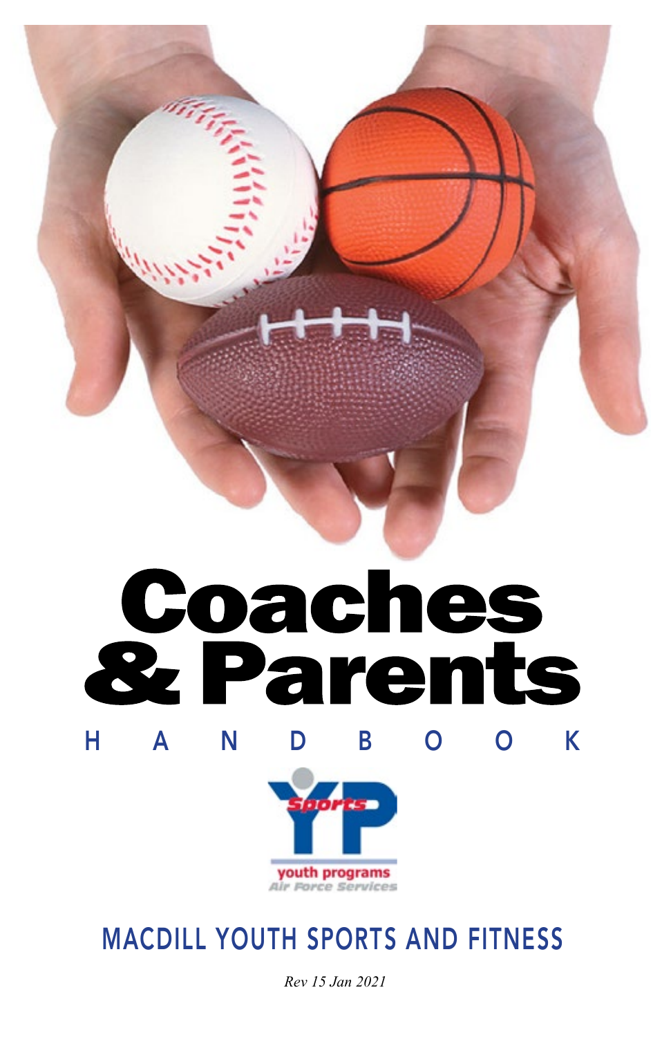# Coaches & Parents

## HANDBOOK

Sports

youth programs
Air Force Services

## MACDILL YOUTH SPORTS AND FITNESS

*Rev 15 Jan 2021*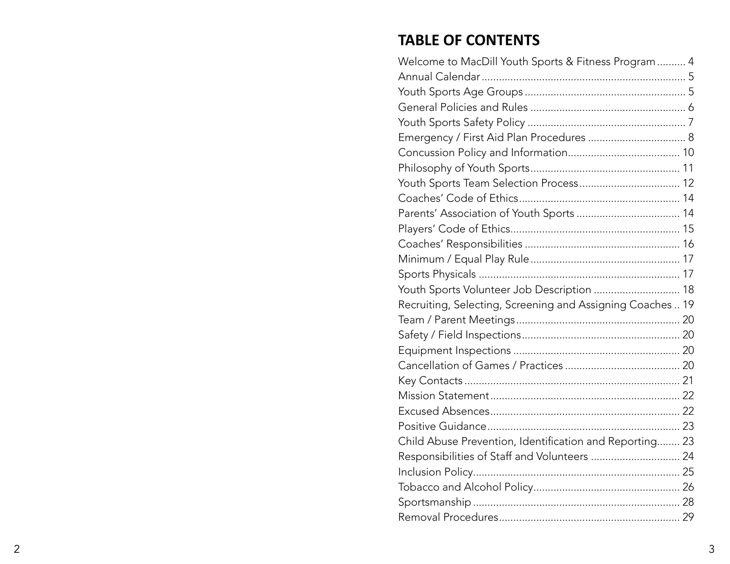## TABLE OF CONTENTS

| | |
|---|---|
| Welcome to MacDill Youth Sports & Fitness Program | 4 |
| Annual Calendar | 5 |
| Youth Sports Age Groups | 5 |
| General Policies and Rules | 6 |
| Youth Sports Safety Policy | 7 |
| Emergency / First Aid Plan Procedures | 8 |
| Concussion Policy and Information | 10 |
| Philosophy of Youth Sports | 11 |
| Youth Sports Team Selection Process | 12 |
| Coaches' Code of Ethics | 14 |
| Parents' Association of Youth Sports | 14 |
| Players' Code of Ethics | 15 |
| Coaches' Responsibilities | 16 |
| Minimum / Equal Play Rule | 17 |
| Sports Physicals | 17 |
| Youth Sports Volunteer Job Description | 18 |
| Recruiting, Selecting, Screening and Assigning Coaches | 19 |
| Team / Parent Meetings | 20 |
| Safety / Field Inspections | 20 |
| Equipment Inspections | 20 |
| Cancellation of Games / Practices | 20 |
| Key Contacts | 21 |
| Mission Statement | 22 |
| Excused Absences | 22 |
| Positive Guidance | 23 |
| Child Abuse Prevention, Identification and Reporting | 23 |
| Responsibilities of Staff and Volunteers | 24 |
| Inclusion Policy | 25 |
| Tobacco and Alcohol Policy | 26 |
| Sportsmanship | 28 |
| Removal Procedures | 29 |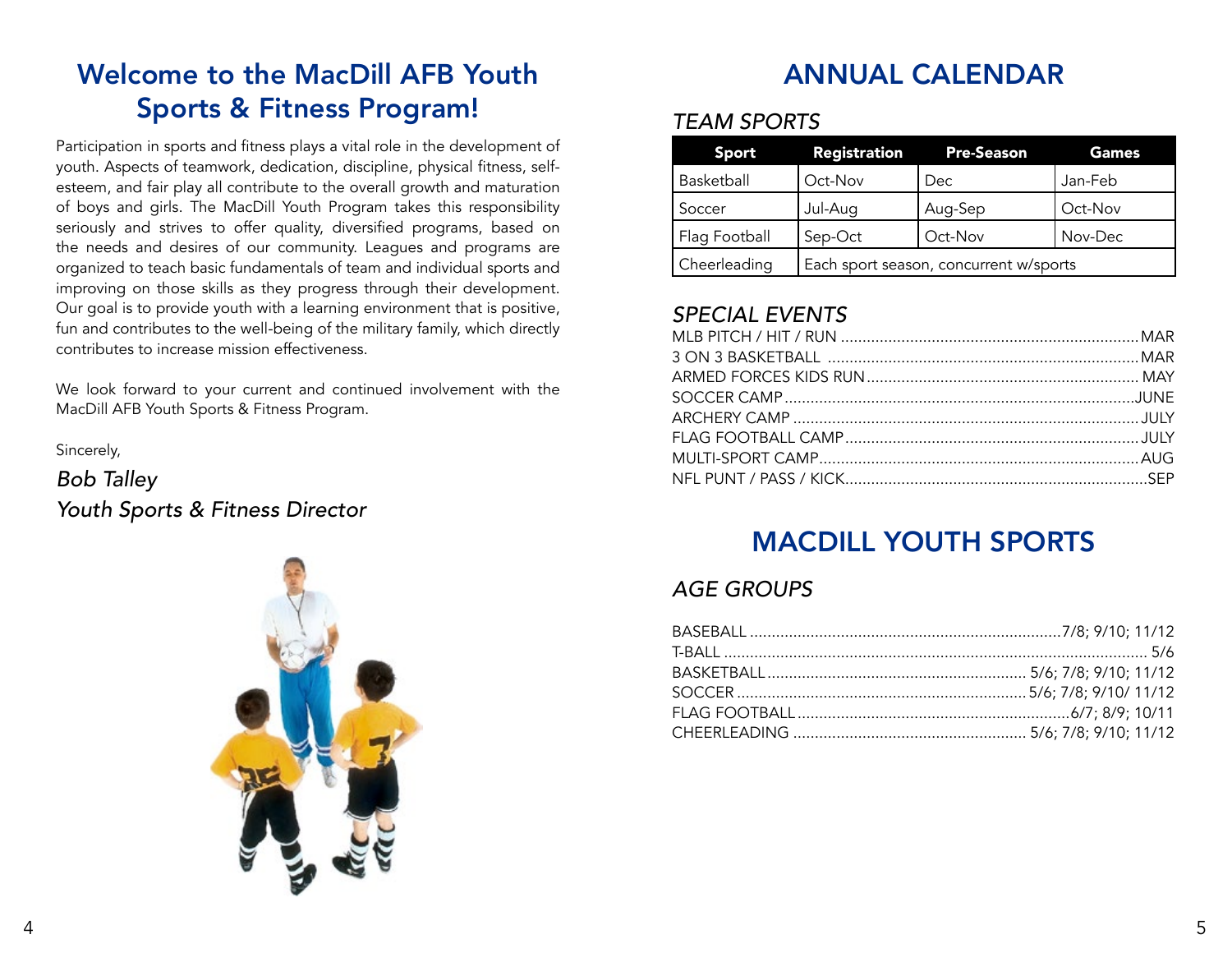# Welcome to the MacDill AFB Youth Sports & Fitness Program!

Participation in sports and fitness plays a vital role in the development of youth. Aspects of teamwork, dedication, discipline, physical fitness, self-esteem, and fair play all contribute to the overall growth and maturation of boys and girls. The MacDill Youth Program takes this responsibility seriously and strives to offer quality, diversified programs, based on the needs and desires of our community. Leagues and programs are organized to teach basic fundamentals of team and individual sports and improving on those skills as they progress through their development. Our goal is to provide youth with a learning environment that is positive, fun and contributes to the well-being of the military family, which directly contributes to increase mission effectiveness.

We look forward to your current and continued involvement with the MacDill AFB Youth Sports & Fitness Program.

Sincerely,

*Bob Talley*
*Youth Sports & Fitness Director*

# ANNUAL CALENDAR

## *TEAM SPORTS*

| Sport | Registration | Pre-Season | Games |
|---|---|---|---|
| Basketball | Oct-Nov | Dec | Jan-Feb |
| Soccer | Jul-Aug | Aug-Sep | Oct-Nov |
| Flag Football | Sep-Oct | Oct-Nov | Nov-Dec |
| Cheerleading | Each sport season, concurrent w/sports | | |

## *SPECIAL EVENTS*

MLB PITCH / HIT / RUN .......... MAR
3 ON 3 BASKETBALL .......... MAR
ARMED FORCES KIDS RUN .......... MAY
SOCCER CAMP .......... JUNE
ARCHERY CAMP .......... JULY
FLAG FOOTBALL CAMP .......... JULY
MULTI-SPORT CAMP .......... AUG
NFL PUNT / PASS / KICK .......... SEP

# MACDILL YOUTH SPORTS

## *AGE GROUPS*

BASEBALL .......... 7/8; 9/10; 11/12
T-BALL .......... 5/6
BASKETBALL .......... 5/6; 7/8; 9/10; 11/12
SOCCER .......... 5/6; 7/8; 9/10/ 11/12
FLAG FOOTBALL .......... 6/7; 8/9; 10/11
CHEERLEADING .......... 5/6; 7/8; 9/10; 11/12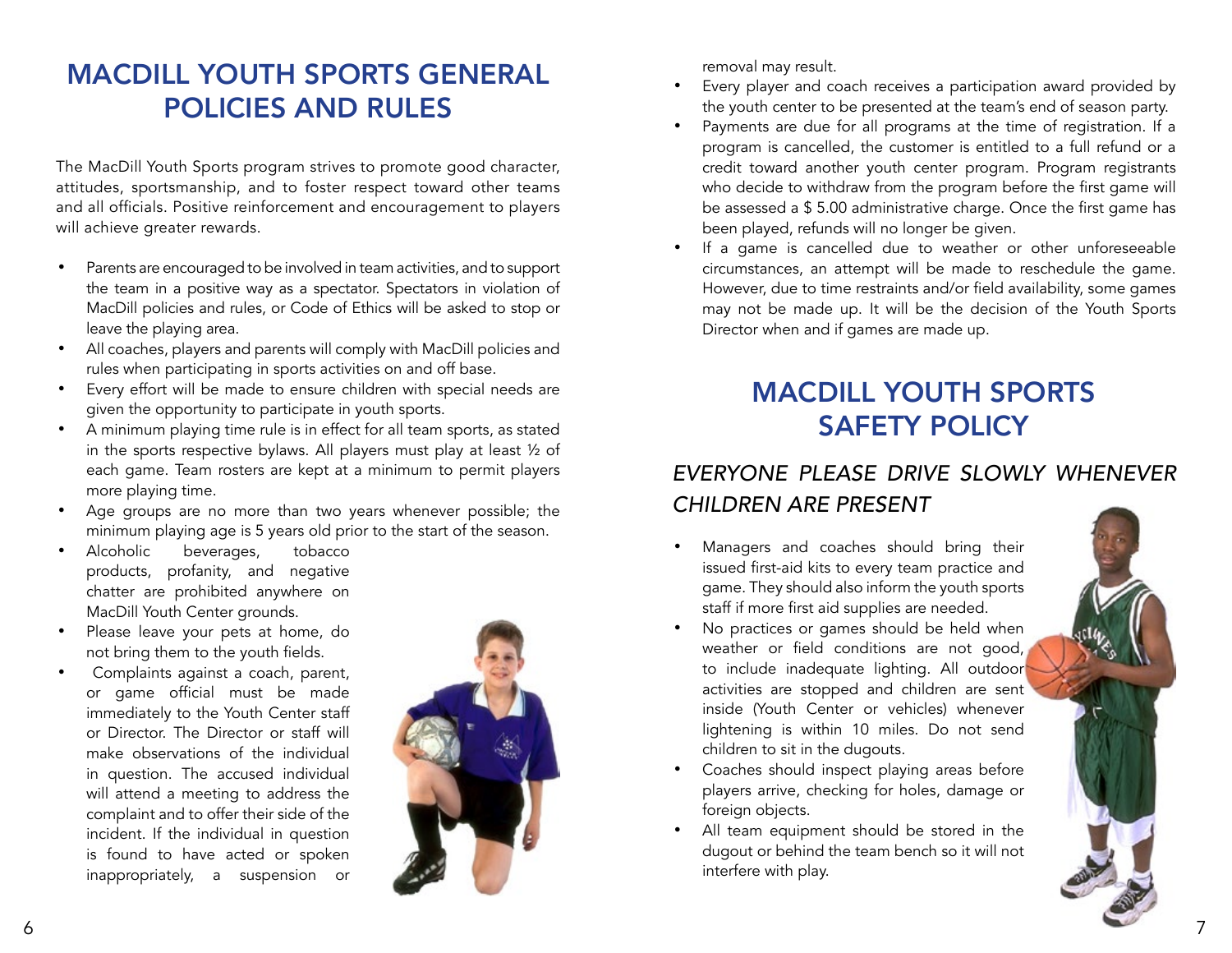# MACDILL YOUTH SPORTS GENERAL POLICIES AND RULES

The MacDill Youth Sports program strives to promote good character, attitudes, sportsmanship, and to foster respect toward other teams and all officials. Positive reinforcement and encouragement to players will achieve greater rewards.

- Parents are encouraged to be involved in team activities, and to support the team in a positive way as a spectator. Spectators in violation of MacDill policies and rules, or Code of Ethics will be asked to stop or leave the playing area.
- All coaches, players and parents will comply with MacDill policies and rules when participating in sports activities on and off base.
- Every effort will be made to ensure children with special needs are given the opportunity to participate in youth sports.
- A minimum playing time rule is in effect for all team sports, as stated in the sports respective bylaws. All players must play at least ½ of each game. Team rosters are kept at a minimum to permit players more playing time.
- Age groups are no more than two years whenever possible; the minimum playing age is 5 years old prior to the start of the season.
- Alcoholic beverages, tobacco products, profanity, and negative chatter are prohibited anywhere on MacDill Youth Center grounds.
- Please leave your pets at home, do not bring them to the youth fields.
- Complaints against a coach, parent, or game official must be made immediately to the Youth Center staff or Director. The Director or staff will make observations of the individual in question. The accused individual will attend a meeting to address the complaint and to offer their side of the incident. If the individual in question is found to have acted or spoken inappropriately, a suspension or removal may result.
- Every player and coach receives a participation award provided by the youth center to be presented at the team's end of season party.
- Payments are due for all programs at the time of registration. If a program is cancelled, the customer is entitled to a full refund or a credit toward another youth center program. Program registrants who decide to withdraw from the program before the first game will be assessed a $ 5.00 administrative charge. Once the first game has been played, refunds will no longer be given.
- If a game is cancelled due to weather or other unforeseeable circumstances, an attempt will be made to reschedule the game. However, due to time restraints and/or field availability, some games may not be made up. It will be the decision of the Youth Sports Director when and if games are made up.

# MACDILL YOUTH SPORTS SAFETY POLICY

## *EVERYONE PLEASE DRIVE SLOWLY WHENEVER CHILDREN ARE PRESENT*

- Managers and coaches should bring their issued first-aid kits to every team practice and game. They should also inform the youth sports staff if more first aid supplies are needed.
- No practices or games should be held when weather or field conditions are not good, to include inadequate lighting. All outdoor activities are stopped and children are sent inside (Youth Center or vehicles) whenever lightening is within 10 miles. Do not send children to sit in the dugouts.
- Coaches should inspect playing areas before players arrive, checking for holes, damage or foreign objects.
- All team equipment should be stored in the dugout or behind the team bench so it will not interfere with play.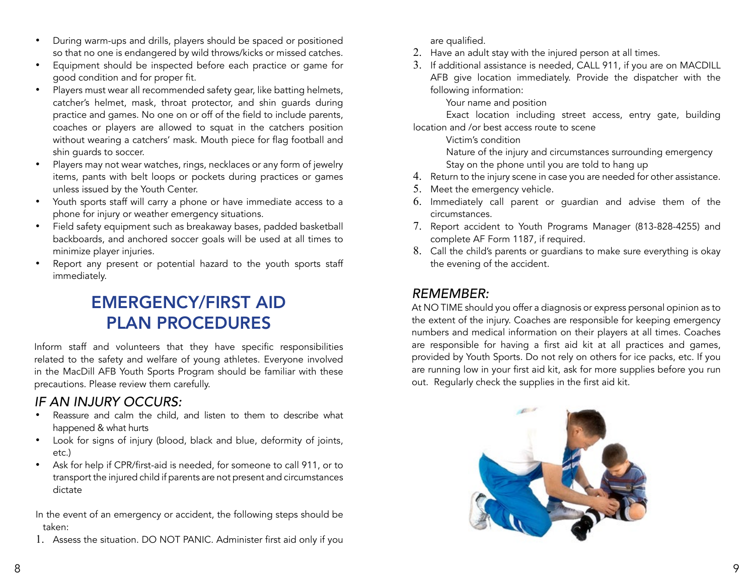- During warm-ups and drills, players should be spaced or positioned so that no one is endangered by wild throws/kicks or missed catches.
- Equipment should be inspected before each practice or game for good condition and for proper fit.
- Players must wear all recommended safety gear, like batting helmets, catcher's helmet, mask, throat protector, and shin guards during practice and games. No one on or off of the field to include parents, coaches or players are allowed to squat in the catchers position without wearing a catchers' mask. Mouth piece for flag football and shin guards to soccer.
- Players may not wear watches, rings, necklaces or any form of jewelry items, pants with belt loops or pockets during practices or games unless issued by the Youth Center.
- Youth sports staff will carry a phone or have immediate access to a phone for injury or weather emergency situations.
- Field safety equipment such as breakaway bases, padded basketball backboards, and anchored soccer goals will be used at all times to minimize player injuries.
- Report any present or potential hazard to the youth sports staff immediately.

# EMERGENCY/FIRST AID PLAN PROCEDURES

Inform staff and volunteers that they have specific responsibilities related to the safety and welfare of young athletes. Everyone involved in the MacDill AFB Youth Sports Program should be familiar with these precautions. Please review them carefully.

## *IF AN INJURY OCCURS:*

- Reassure and calm the child, and listen to them to describe what happened & what hurts
- Look for signs of injury (blood, black and blue, deformity of joints, etc.)
- Ask for help if CPR/first-aid is needed, for someone to call 911, or to transport the injured child if parents are not present and circumstances dictate

In the event of an emergency or accident, the following steps should be taken:

1. Assess the situation. DO NOT PANIC. Administer first aid only if you are qualified.
2. Have an adult stay with the injured person at all times.
3. If additional assistance is needed, CALL 911, if you are on MACDILL AFB give location immediately. Provide the dispatcher with the following information:

   Your name and position

   Exact location including street access, entry gate, building location and /or best access route to scene

   Victim's condition

   Nature of the injury and circumstances surrounding emergency

   Stay on the phone until you are told to hang up
4. Return to the injury scene in case you are needed for other assistance.
5. Meet the emergency vehicle.
6. Immediately call parent or guardian and advise them of the circumstances.
7. Report accident to Youth Programs Manager (813-828-4255) and complete AF Form 1187, if required.
8. Call the child's parents or guardians to make sure everything is okay the evening of the accident.

## *REMEMBER:*

At NO TIME should you offer a diagnosis or express personal opinion as to the extent of the injury. Coaches are responsible for keeping emergency numbers and medical information on their players at all times. Coaches are responsible for having a first aid kit at all practices and games, provided by Youth Sports. Do not rely on others for ice packs, etc. If you are running low in your first aid kit, ask for more supplies before you run out. Regularly check the supplies in the first aid kit.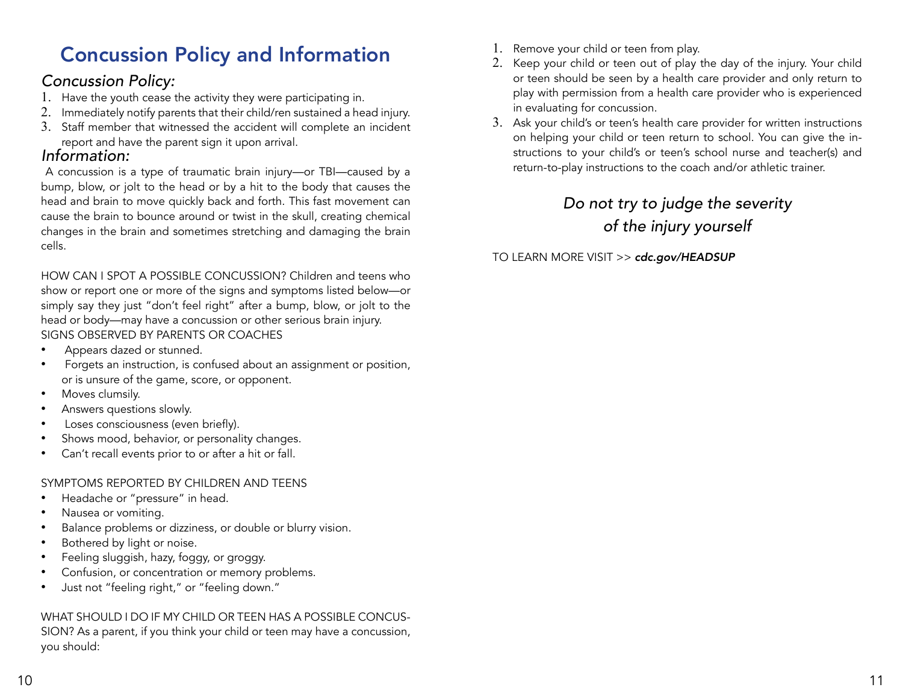# Concussion Policy and Information

## *Concussion Policy:*

1. Have the youth cease the activity they were participating in.
2. Immediately notify parents that their child/ren sustained a head injury.
3. Staff member that witnessed the accident will complete an incident report and have the parent sign it upon arrival.

## *Information:*

A concussion is a type of traumatic brain injury—or TBI—caused by a bump, blow, or jolt to the head or by a hit to the body that causes the head and brain to move quickly back and forth. This fast movement can cause the brain to bounce around or twist in the skull, creating chemical changes in the brain and sometimes stretching and damaging the brain cells.

HOW CAN I SPOT A POSSIBLE CONCUSSION? Children and teens who show or report one or more of the signs and symptoms listed below—or simply say they just "don't feel right" after a bump, blow, or jolt to the head or body—may have a concussion or other serious brain injury.

SIGNS OBSERVED BY PARENTS OR COACHES

- Appears dazed or stunned.
- Forgets an instruction, is confused about an assignment or position, or is unsure of the game, score, or opponent.
- Moves clumsily.
- Answers questions slowly.
- Loses consciousness (even briefly).
- Shows mood, behavior, or personality changes.
- Can't recall events prior to or after a hit or fall.

SYMPTOMS REPORTED BY CHILDREN AND TEENS

- Headache or "pressure" in head.
- Nausea or vomiting.
- Balance problems or dizziness, or double or blurry vision.
- Bothered by light or noise.
- Feeling sluggish, hazy, foggy, or groggy.
- Confusion, or concentration or memory problems.
- Just not "feeling right," or "feeling down."

WHAT SHOULD I DO IF MY CHILD OR TEEN HAS A POSSIBLE CONCUSSION? As a parent, if you think your child or teen may have a concussion, you should:

1. Remove your child or teen from play.
2. Keep your child or teen out of play the day of the injury. Your child or teen should be seen by a health care provider and only return to play with permission from a health care provider who is experienced in evaluating for concussion.
3. Ask your child's or teen's health care provider for written instructions on helping your child or teen return to school. You can give the instructions to your child's or teen's school nurse and teacher(s) and return-to-play instructions to the coach and/or athletic trainer.

*Do not try to judge the severity of the injury yourself*

TO LEARN MORE VISIT >> ***cdc.gov/HEADSUP***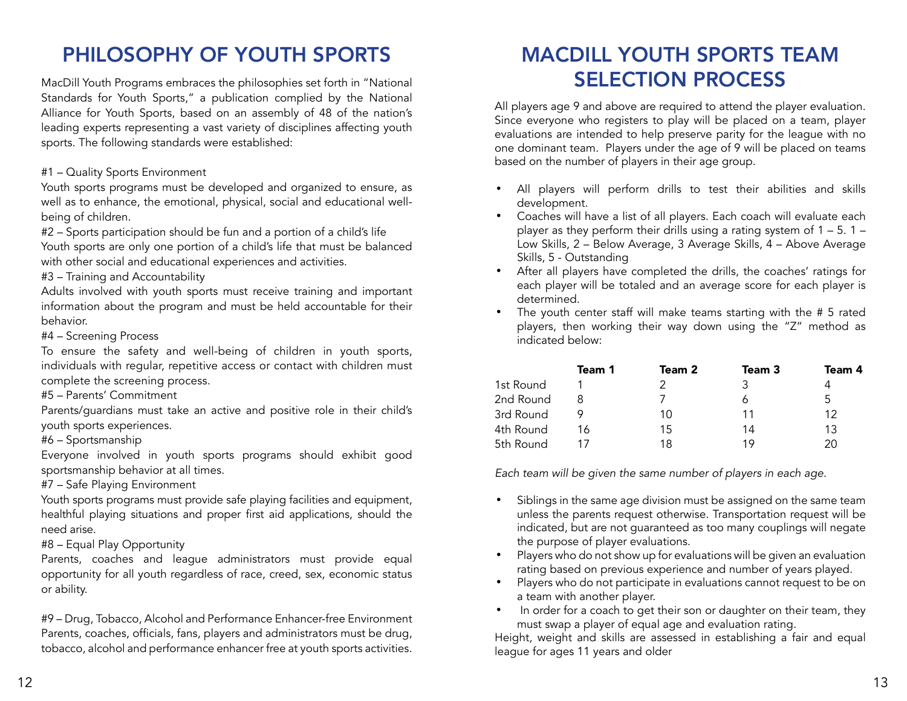# PHILOSOPHY OF YOUTH SPORTS

MacDill Youth Programs embraces the philosophies set forth in "National Standards for Youth Sports," a publication complied by the National Alliance for Youth Sports, based on an assembly of 48 of the nation's leading experts representing a vast variety of disciplines affecting youth sports. The following standards were established:

#1 – Quality Sports Environment
Youth sports programs must be developed and organized to ensure, as well as to enhance, the emotional, physical, social and educational well-being of children.

#2 – Sports participation should be fun and a portion of a child's life
Youth sports are only one portion of a child's life that must be balanced with other social and educational experiences and activities.

#3 – Training and Accountability
Adults involved with youth sports must receive training and important information about the program and must be held accountable for their behavior.

#4 – Screening Process
To ensure the safety and well-being of children in youth sports, individuals with regular, repetitive access or contact with children must complete the screening process.

#5 – Parents' Commitment
Parents/guardians must take an active and positive role in their child's youth sports experiences.

#6 – Sportsmanship
Everyone involved in youth sports programs should exhibit good sportsmanship behavior at all times.

#7 – Safe Playing Environment
Youth sports programs must provide safe playing facilities and equipment, healthful playing situations and proper first aid applications, should the need arise.

#8 – Equal Play Opportunity
Parents, coaches and league administrators must provide equal opportunity for all youth regardless of race, creed, sex, economic status or ability.

#9 – Drug, Tobacco, Alcohol and Performance Enhancer-free Environment
Parents, coaches, officials, fans, players and administrators must be drug, tobacco, alcohol and performance enhancer free at youth sports activities.

# MACDILL YOUTH SPORTS TEAM SELECTION PROCESS

All players age 9 and above are required to attend the player evaluation. Since everyone who registers to play will be placed on a team, player evaluations are intended to help preserve parity for the league with no one dominant team. Players under the age of 9 will be placed on teams based on the number of players in their age group.

- All players will perform drills to test their abilities and skills development.
- Coaches will have a list of all players. Each coach will evaluate each player as they perform their drills using a rating system of 1 – 5. 1 – Low Skills, 2 – Below Average, 3 Average Skills, 4 – Above Average Skills, 5 - Outstanding
- After all players have completed the drills, the coaches' ratings for each player will be totaled and an average score for each player is determined.
- The youth center staff will make teams starting with the # 5 rated players, then working their way down using the "Z" method as indicated below:

| | **Team 1** | **Team 2** | **Team 3** | **Team 4** |
|---|---|---|---|---|
| 1st Round | 1 | 2 | 3 | 4 |
| 2nd Round | 8 | 7 | 6 | 5 |
| 3rd Round | 9 | 10 | 11 | 12 |
| 4th Round | 16 | 15 | 14 | 13 |
| 5th Round | 17 | 18 | 19 | 20 |

*Each team will be given the same number of players in each age.*

- Siblings in the same age division must be assigned on the same team unless the parents request otherwise. Transportation request will be indicated, but are not guaranteed as too many couplings will negate the purpose of player evaluations.
- Players who do not show up for evaluations will be given an evaluation rating based on previous experience and number of years played.
- Players who do not participate in evaluations cannot request to be on a team with another player.
- In order for a coach to get their son or daughter on their team, they must swap a player of equal age and evaluation rating.

Height, weight and skills are assessed in establishing a fair and equal league for ages 11 years and older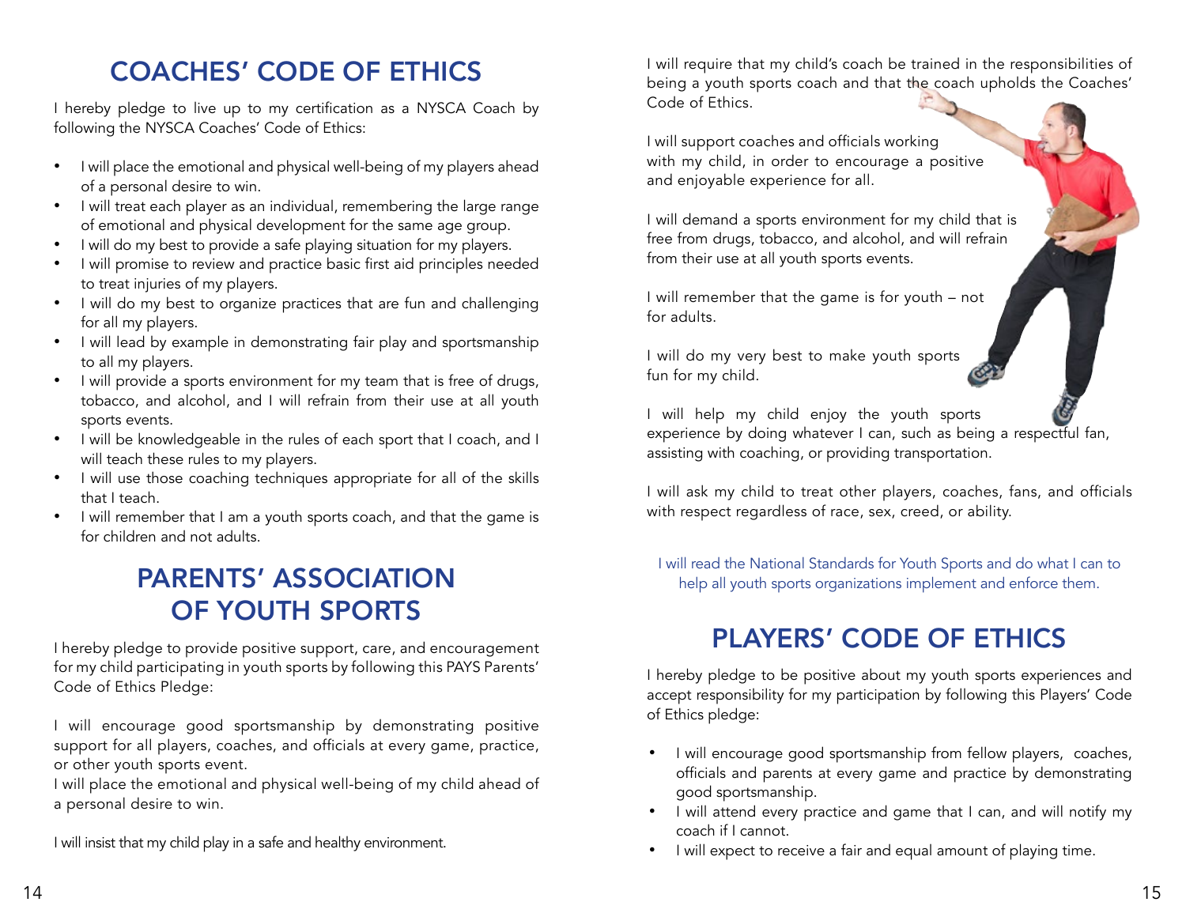# COACHES' CODE OF ETHICS

I hereby pledge to live up to my certification as a NYSCA Coach by following the NYSCA Coaches' Code of Ethics:

- I will place the emotional and physical well-being of my players ahead of a personal desire to win.
- I will treat each player as an individual, remembering the large range of emotional and physical development for the same age group.
- I will do my best to provide a safe playing situation for my players.
- I will promise to review and practice basic first aid principles needed to treat injuries of my players.
- I will do my best to organize practices that are fun and challenging for all my players.
- I will lead by example in demonstrating fair play and sportsmanship to all my players.
- I will provide a sports environment for my team that is free of drugs, tobacco, and alcohol, and I will refrain from their use at all youth sports events.
- I will be knowledgeable in the rules of each sport that I coach, and I will teach these rules to my players.
- I will use those coaching techniques appropriate for all of the skills that I teach.
- I will remember that I am a youth sports coach, and that the game is for children and not adults.

# PARENTS' ASSOCIATION OF YOUTH SPORTS

I hereby pledge to provide positive support, care, and encouragement for my child participating in youth sports by following this PAYS Parents' Code of Ethics Pledge:

I will encourage good sportsmanship by demonstrating positive support for all players, coaches, and officials at every game, practice, or other youth sports event.

I will place the emotional and physical well-being of my child ahead of a personal desire to win.

I will insist that my child play in a safe and healthy environment.

I will require that my child's coach be trained in the responsibilities of being a youth sports coach and that the coach upholds the Coaches' Code of Ethics.

I will support coaches and officials working with my child, in order to encourage a positive and enjoyable experience for all.

I will demand a sports environment for my child that is free from drugs, tobacco, and alcohol, and will refrain from their use at all youth sports events.

I will remember that the game is for youth – not for adults.

I will do my very best to make youth sports fun for my child.

I will help my child enjoy the youth sports experience by doing whatever I can, such as being a respectful fan, assisting with coaching, or providing transportation.

I will ask my child to treat other players, coaches, fans, and officials with respect regardless of race, sex, creed, or ability.

I will read the National Standards for Youth Sports and do what I can to help all youth sports organizations implement and enforce them.

# PLAYERS' CODE OF ETHICS

I hereby pledge to be positive about my youth sports experiences and accept responsibility for my participation by following this Players' Code of Ethics pledge:

- I will encourage good sportsmanship from fellow players, coaches, officials and parents at every game and practice by demonstrating good sportsmanship.
- I will attend every practice and game that I can, and will notify my coach if I cannot.
- I will expect to receive a fair and equal amount of playing time.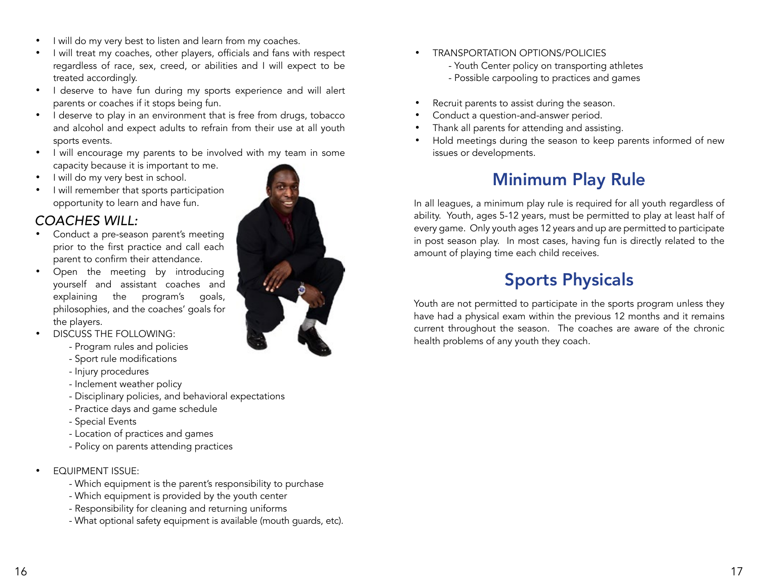- I will do my very best to listen and learn from my coaches.
- I will treat my coaches, other players, officials and fans with respect regardless of race, sex, creed, or abilities and I will expect to be treated accordingly.
- I deserve to have fun during my sports experience and will alert parents or coaches if it stops being fun.
- I deserve to play in an environment that is free from drugs, tobacco and alcohol and expect adults to refrain from their use at all youth sports events.
- I will encourage my parents to be involved with my team in some capacity because it is important to me.
- I will do my very best in school.
- I will remember that sports participation opportunity to learn and have fun.

### *COACHES WILL:*

- Conduct a pre-season parent's meeting prior to the first practice and call each parent to confirm their attendance.
- Open the meeting by introducing yourself and assistant coaches and explaining the program's goals, philosophies, and the coaches' goals for the players.
- DISCUSS THE FOLLOWING:
  - Program rules and policies
  - Sport rule modifications
  - Injury procedures
  - Inclement weather policy
  - Disciplinary policies, and behavioral expectations
  - Practice days and game schedule
  - Special Events
  - Location of practices and games
  - Policy on parents attending practices
- EQUIPMENT ISSUE:
  - Which equipment is the parent's responsibility to purchase
  - Which equipment is provided by the youth center
  - Responsibility for cleaning and returning uniforms
  - What optional safety equipment is available (mouth guards, etc).
- TRANSPORTATION OPTIONS/POLICIES
  - Youth Center policy on transporting athletes
  - Possible carpooling to practices and games
- Recruit parents to assist during the season.
- Conduct a question-and-answer period.
- Thank all parents for attending and assisting.
- Hold meetings during the season to keep parents informed of new issues or developments.

## Minimum Play Rule

In all leagues, a minimum play rule is required for all youth regardless of ability. Youth, ages 5-12 years, must be permitted to play at least half of every game. Only youth ages 12 years and up are permitted to participate in post season play. In most cases, having fun is directly related to the amount of playing time each child receives.

## Sports Physicals

Youth are not permitted to participate in the sports program unless they have had a physical exam within the previous 12 months and it remains current throughout the season. The coaches are aware of the chronic health problems of any youth they coach.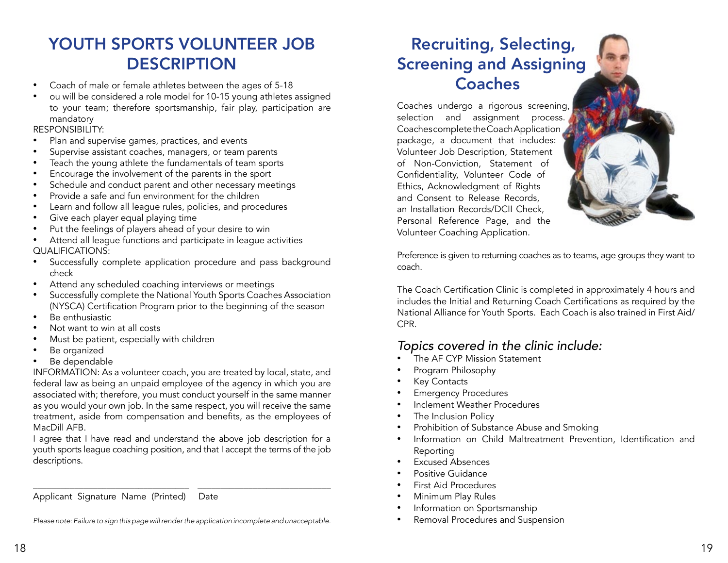# YOUTH SPORTS VOLUNTEER JOB DESCRIPTION

- Coach of male or female athletes between the ages of 5-18
- ou will be considered a role model for 10-15 young athletes assigned to your team; therefore sportsmanship, fair play, participation are mandatory

RESPONSIBILITY:

- Plan and supervise games, practices, and events
- Supervise assistant coaches, managers, or team parents
- Teach the young athlete the fundamentals of team sports
- Encourage the involvement of the parents in the sport
- Schedule and conduct parent and other necessary meetings
- Provide a safe and fun environment for the children
- Learn and follow all league rules, policies, and procedures
- Give each player equal playing time
- Put the feelings of players ahead of your desire to win
- Attend all league functions and participate in league activities

QUALIFICATIONS:

- Successfully complete application procedure and pass background check
- Attend any scheduled coaching interviews or meetings
- Successfully complete the National Youth Sports Coaches Association (NYSCA) Certification Program prior to the beginning of the season
- Be enthusiastic
- Not want to win at all costs
- Must be patient, especially with children
- Be organized
- Be dependable

INFORMATION: As a volunteer coach, you are treated by local, state, and federal law as being an unpaid employee of the agency in which you are associated with; therefore, you must conduct yourself in the same manner as you would your own job. In the same respect, you will receive the same treatment, aside from compensation and benefits, as the employees of MacDill AFB.

I agree that I have read and understand the above job description for a youth sports league coaching position, and that I accept the terms of the job descriptions.

\_\_\_\_\_\_\_\_\_\_\_\_\_\_\_\_\_\_\_\_\_\_\_\_\_\_\_\_\_\_\_\_ \_\_\_\_\_\_\_\_\_\_\_\_\_\_\_\_\_\_\_\_\_\_\_\_\_\_\_\_

Applicant Signature Name (Printed) Date

*Please note: Failure to sign this page will render the application incomplete and unacceptable.*

# Recruiting, Selecting, Screening and Assigning Coaches

Coaches undergo a rigorous screening, selection and assignment process. Coaches complete the Coach Application package, a document that includes: Volunteer Job Description, Statement of Non-Conviction, Statement of Confidentiality, Volunteer Code of Ethics, Acknowledgment of Rights and Consent to Release Records, an Installation Records/DCII Check, Personal Reference Page, and the Volunteer Coaching Application.

Preference is given to returning coaches as to teams, age groups they want to coach.

The Coach Certification Clinic is completed in approximately 4 hours and includes the Initial and Returning Coach Certifications as required by the National Alliance for Youth Sports. Each Coach is also trained in First Aid/ CPR.

## *Topics covered in the clinic include:*

- The AF CYP Mission Statement
- Program Philosophy
- Key Contacts
- Emergency Procedures
- Inclement Weather Procedures
- The Inclusion Policy
- Prohibition of Substance Abuse and Smoking
- Information on Child Maltreatment Prevention, Identification and Reporting
- Excused Absences
- Positive Guidance
- First Aid Procedures
- Minimum Play Rules
- Information on Sportsmanship
- Removal Procedures and Suspension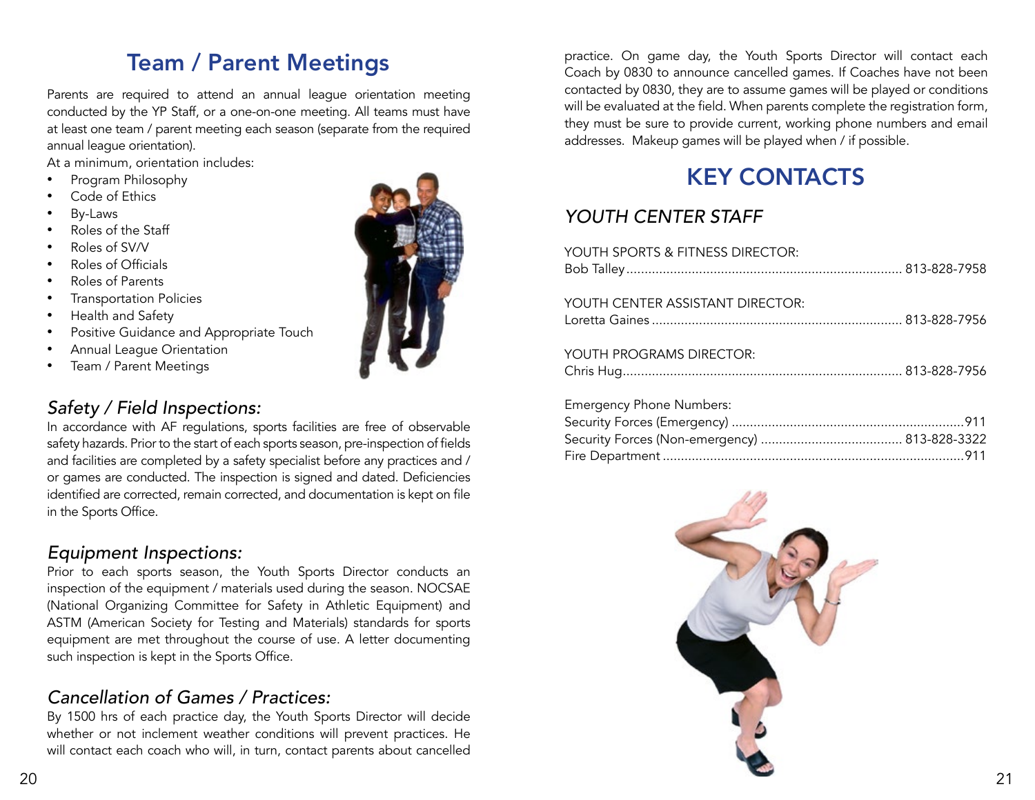## Team / Parent Meetings

Parents are required to attend an annual league orientation meeting conducted by the YP Staff, or a one-on-one meeting. All teams must have at least one team / parent meeting each season (separate from the required annual league orientation).

At a minimum, orientation includes:

- Program Philosophy
- Code of Ethics
- By-Laws
- Roles of the Staff
- Roles of SV/V
- Roles of Officials
- Roles of Parents
- Transportation Policies
- Health and Safety
- Positive Guidance and Appropriate Touch
- Annual League Orientation
- Team / Parent Meetings

### *Safety / Field Inspections:*

In accordance with AF regulations, sports facilities are free of observable safety hazards. Prior to the start of each sports season, pre-inspection of fields and facilities are completed by a safety specialist before any practices and / or games are conducted. The inspection is signed and dated. Deficiencies identified are corrected, remain corrected, and documentation is kept on file in the Sports Office.

### *Equipment Inspections:*

Prior to each sports season, the Youth Sports Director conducts an inspection of the equipment / materials used during the season. NOCSAE (National Organizing Committee for Safety in Athletic Equipment) and ASTM (American Society for Testing and Materials) standards for sports equipment are met throughout the course of use. A letter documenting such inspection is kept in the Sports Office.

### *Cancellation of Games / Practices:*

By 1500 hrs of each practice day, the Youth Sports Director will decide whether or not inclement weather conditions will prevent practices. He will contact each coach who will, in turn, contact parents about cancelled practice. On game day, the Youth Sports Director will contact each Coach by 0830 to announce cancelled games. If Coaches have not been contacted by 0830, they are to assume games will be played or conditions will be evaluated at the field. When parents complete the registration form, they must be sure to provide current, working phone numbers and email addresses. Makeup games will be played when / if possible.

## KEY CONTACTS

### *YOUTH CENTER STAFF*

YOUTH SPORTS & FITNESS DIRECTOR:
Bob Talley .......... 813-828-7958

YOUTH CENTER ASSISTANT DIRECTOR:
Loretta Gaines .......... 813-828-7956

YOUTH PROGRAMS DIRECTOR:
Chris Hug .......... 813-828-7956

Emergency Phone Numbers:
Security Forces (Emergency) .......... 911
Security Forces (Non-emergency) .......... 813-828-3322
Fire Department .......... 911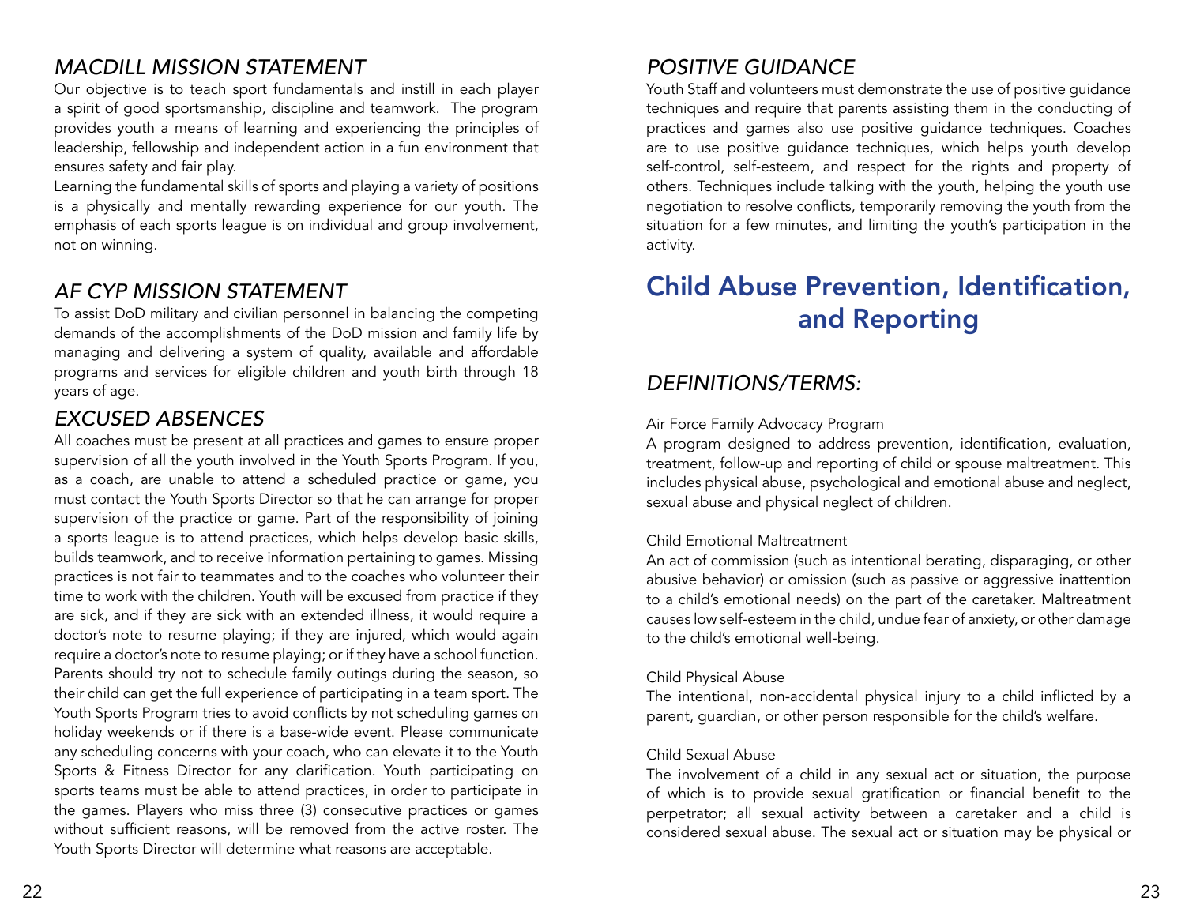## *MACDILL MISSION STATEMENT*

Our objective is to teach sport fundamentals and instill in each player a spirit of good sportsmanship, discipline and teamwork. The program provides youth a means of learning and experiencing the principles of leadership, fellowship and independent action in a fun environment that ensures safety and fair play.

Learning the fundamental skills of sports and playing a variety of positions is a physically and mentally rewarding experience for our youth. The emphasis of each sports league is on individual and group involvement, not on winning.

## *AF CYP MISSION STATEMENT*

To assist DoD military and civilian personnel in balancing the competing demands of the accomplishments of the DoD mission and family life by managing and delivering a system of quality, available and affordable programs and services for eligible children and youth birth through 18 years of age.

## *EXCUSED ABSENCES*

All coaches must be present at all practices and games to ensure proper supervision of all the youth involved in the Youth Sports Program. If you, as a coach, are unable to attend a scheduled practice or game, you must contact the Youth Sports Director so that he can arrange for proper supervision of the practice or game. Part of the responsibility of joining a sports league is to attend practices, which helps develop basic skills, builds teamwork, and to receive information pertaining to games. Missing practices is not fair to teammates and to the coaches who volunteer their time to work with the children. Youth will be excused from practice if they are sick, and if they are sick with an extended illness, it would require a doctor's note to resume playing; if they are injured, which would again require a doctor's note to resume playing; or if they have a school function. Parents should try not to schedule family outings during the season, so their child can get the full experience of participating in a team sport. The Youth Sports Program tries to avoid conflicts by not scheduling games on holiday weekends or if there is a base-wide event. Please communicate any scheduling concerns with your coach, who can elevate it to the Youth Sports & Fitness Director for any clarification. Youth participating on sports teams must be able to attend practices, in order to participate in the games. Players who miss three (3) consecutive practices or games without sufficient reasons, will be removed from the active roster. The Youth Sports Director will determine what reasons are acceptable.

## *POSITIVE GUIDANCE*

Youth Staff and volunteers must demonstrate the use of positive guidance techniques and require that parents assisting them in the conducting of practices and games also use positive guidance techniques. Coaches are to use positive guidance techniques, which helps youth develop self-control, self-esteem, and respect for the rights and property of others. Techniques include talking with the youth, helping the youth use negotiation to resolve conflicts, temporarily removing the youth from the situation for a few minutes, and limiting the youth's participation in the activity.

# Child Abuse Prevention, Identification, and Reporting

## *DEFINITIONS/TERMS:*

Air Force Family Advocacy Program

A program designed to address prevention, identification, evaluation, treatment, follow-up and reporting of child or spouse maltreatment. This includes physical abuse, psychological and emotional abuse and neglect, sexual abuse and physical neglect of children.

Child Emotional Maltreatment

An act of commission (such as intentional berating, disparaging, or other abusive behavior) or omission (such as passive or aggressive inattention to a child's emotional needs) on the part of the caretaker. Maltreatment causes low self-esteem in the child, undue fear of anxiety, or other damage to the child's emotional well-being.

Child Physical Abuse

The intentional, non-accidental physical injury to a child inflicted by a parent, guardian, or other person responsible for the child's welfare.

Child Sexual Abuse

The involvement of a child in any sexual act or situation, the purpose of which is to provide sexual gratification or financial benefit to the perpetrator; all sexual activity between a caretaker and a child is considered sexual abuse. The sexual act or situation may be physical or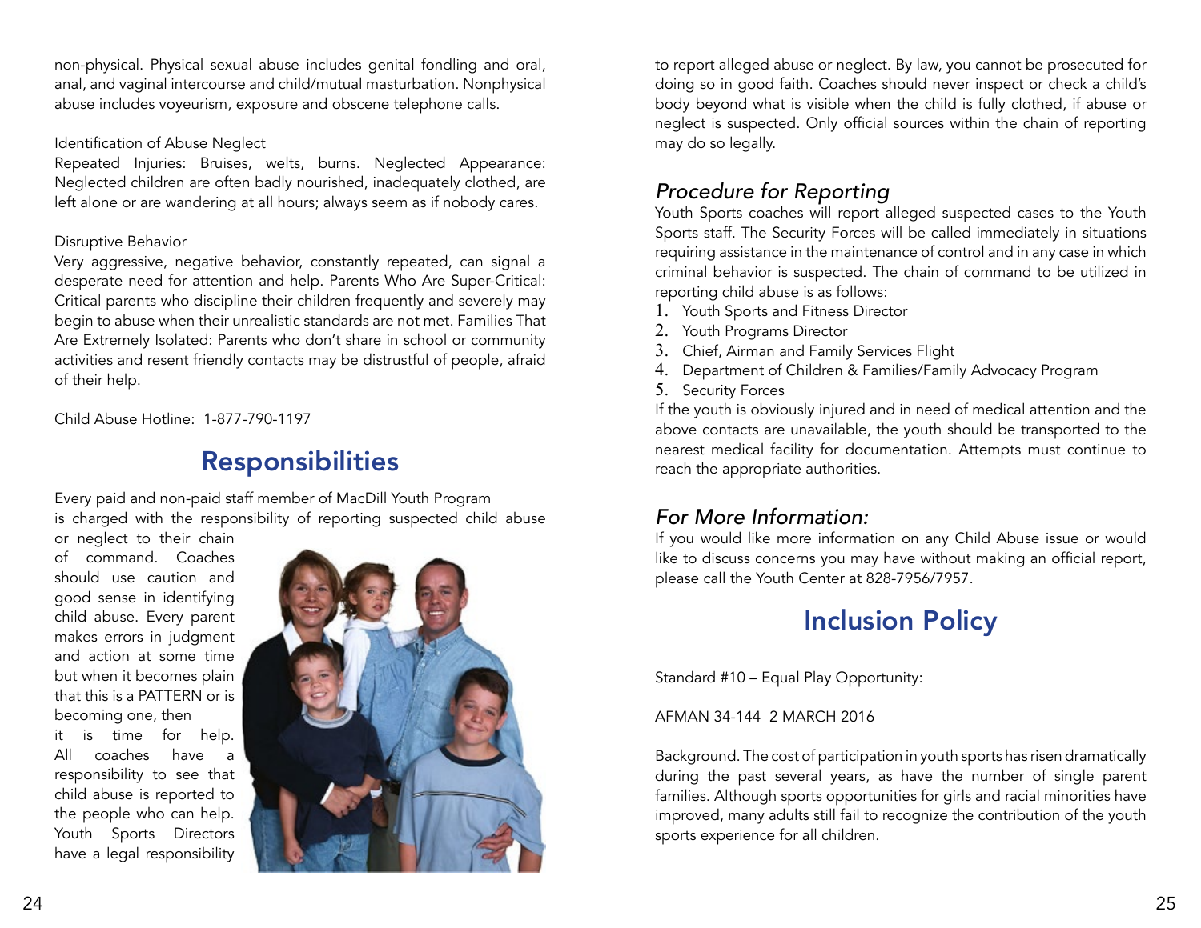non-physical. Physical sexual abuse includes genital fondling and oral, anal, and vaginal intercourse and child/mutual masturbation. Nonphysical abuse includes voyeurism, exposure and obscene telephone calls.

Identification of Abuse Neglect

Repeated Injuries: Bruises, welts, burns. Neglected Appearance: Neglected children are often badly nourished, inadequately clothed, are left alone or are wandering at all hours; always seem as if nobody cares.

Disruptive Behavior

Very aggressive, negative behavior, constantly repeated, can signal a desperate need for attention and help. Parents Who Are Super-Critical: Critical parents who discipline their children frequently and severely may begin to abuse when their unrealistic standards are not met. Families That Are Extremely Isolated: Parents who don't share in school or community activities and resent friendly contacts may be distrustful of people, afraid of their help.

Child Abuse Hotline: 1-877-790-1197

## Responsibilities

Every paid and non-paid staff member of MacDill Youth Program is charged with the responsibility of reporting suspected child abuse or neglect to their chain of command. Coaches should use caution and good sense in identifying child abuse. Every parent makes errors in judgment and action at some time but when it becomes plain that this is a PATTERN or is becoming one, then it is time for help. All coaches have a responsibility to see that child abuse is reported to the people who can help. Youth Sports Directors have a legal responsibility to report alleged abuse or neglect. By law, you cannot be prosecuted for doing so in good faith. Coaches should never inspect or check a child's body beyond what is visible when the child is fully clothed, if abuse or neglect is suspected. Only official sources within the chain of reporting may do so legally.

### *Procedure for Reporting*

Youth Sports coaches will report alleged suspected cases to the Youth Sports staff. The Security Forces will be called immediately in situations requiring assistance in the maintenance of control and in any case in which criminal behavior is suspected. The chain of command to be utilized in reporting child abuse is as follows:

1. Youth Sports and Fitness Director
2. Youth Programs Director
3. Chief, Airman and Family Services Flight
4. Department of Children & Families/Family Advocacy Program
5. Security Forces

If the youth is obviously injured and in need of medical attention and the above contacts are unavailable, the youth should be transported to the nearest medical facility for documentation. Attempts must continue to reach the appropriate authorities.

### *For More Information:*

If you would like more information on any Child Abuse issue or would like to discuss concerns you may have without making an official report, please call the Youth Center at 828-7956/7957.

## Inclusion Policy

Standard #10 – Equal Play Opportunity:

AFMAN 34-144 2 MARCH 2016

Background. The cost of participation in youth sports has risen dramatically during the past several years, as have the number of single parent families. Although sports opportunities for girls and racial minorities have improved, many adults still fail to recognize the contribution of the youth sports experience for all children.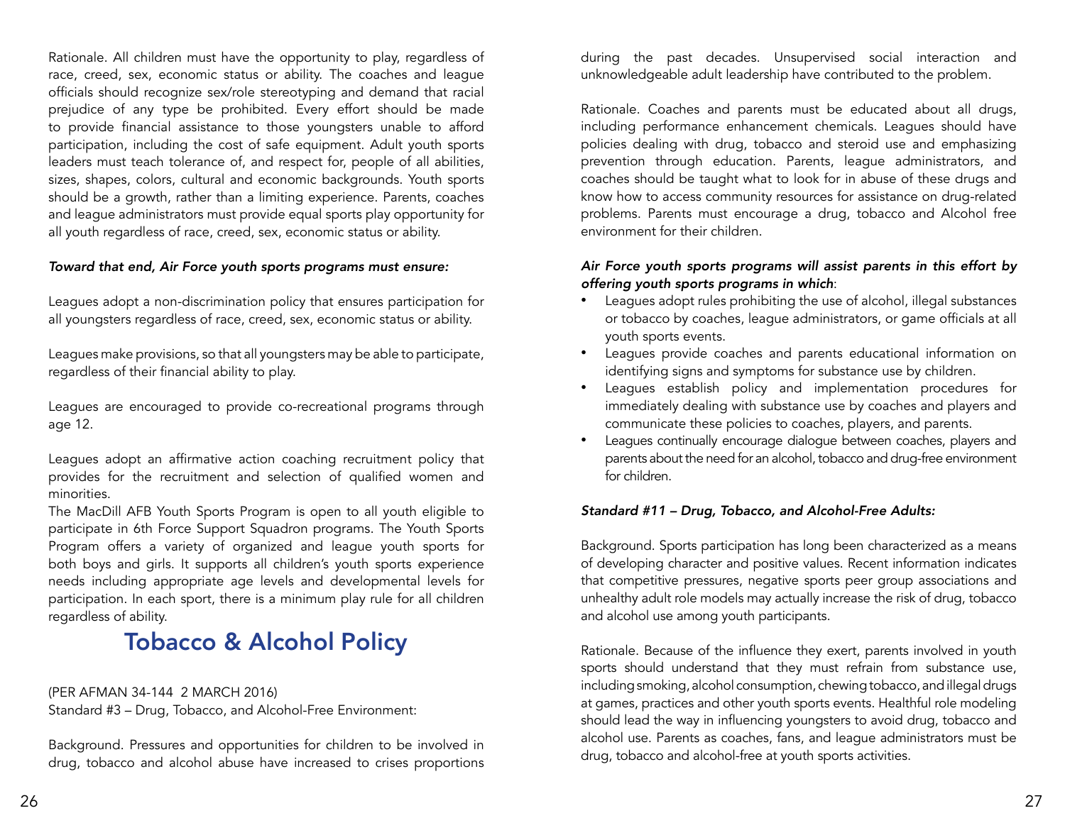Rationale. All children must have the opportunity to play, regardless of race, creed, sex, economic status or ability. The coaches and league officials should recognize sex/role stereotyping and demand that racial prejudice of any type be prohibited. Every effort should be made to provide financial assistance to those youngsters unable to afford participation, including the cost of safe equipment. Adult youth sports leaders must teach tolerance of, and respect for, people of all abilities, sizes, shapes, colors, cultural and economic backgrounds. Youth sports should be a growth, rather than a limiting experience. Parents, coaches and league administrators must provide equal sports play opportunity for all youth regardless of race, creed, sex, economic status or ability.

*Toward that end, Air Force youth sports programs must ensure:*

Leagues adopt a non-discrimination policy that ensures participation for all youngsters regardless of race, creed, sex, economic status or ability.

Leagues make provisions, so that all youngsters may be able to participate, regardless of their financial ability to play.

Leagues are encouraged to provide co-recreational programs through age 12.

Leagues adopt an affirmative action coaching recruitment policy that provides for the recruitment and selection of qualified women and minorities.

The MacDill AFB Youth Sports Program is open to all youth eligible to participate in 6th Force Support Squadron programs. The Youth Sports Program offers a variety of organized and league youth sports for both boys and girls. It supports all children's youth sports experience needs including appropriate age levels and developmental levels for participation. In each sport, there is a minimum play rule for all children regardless of ability.

## Tobacco & Alcohol Policy

(PER AFMAN 34-144 2 MARCH 2016)
Standard #3 – Drug, Tobacco, and Alcohol-Free Environment:

Background. Pressures and opportunities for children to be involved in drug, tobacco and alcohol abuse have increased to crises proportions during the past decades. Unsupervised social interaction and unknowledgeable adult leadership have contributed to the problem.

Rationale. Coaches and parents must be educated about all drugs, including performance enhancement chemicals. Leagues should have policies dealing with drug, tobacco and steroid use and emphasizing prevention through education. Parents, league administrators, and coaches should be taught what to look for in abuse of these drugs and know how to access community resources for assistance on drug-related problems. Parents must encourage a drug, tobacco and Alcohol free environment for their children.

***Air Force youth sports programs will assist parents in this effort by offering youth sports programs in which***:

- Leagues adopt rules prohibiting the use of alcohol, illegal substances or tobacco by coaches, league administrators, or game officials at all youth sports events.
- Leagues provide coaches and parents educational information on identifying signs and symptoms for substance use by children.
- Leagues establish policy and implementation procedures for immediately dealing with substance use by coaches and players and communicate these policies to coaches, players, and parents.
- Leagues continually encourage dialogue between coaches, players and parents about the need for an alcohol, tobacco and drug-free environment for children.

***Standard #11 – Drug, Tobacco, and Alcohol-Free Adults:***

Background. Sports participation has long been characterized as a means of developing character and positive values. Recent information indicates that competitive pressures, negative sports peer group associations and unhealthy adult role models may actually increase the risk of drug, tobacco and alcohol use among youth participants.

Rationale. Because of the influence they exert, parents involved in youth sports should understand that they must refrain from substance use, including smoking, alcohol consumption, chewing tobacco, and illegal drugs at games, practices and other youth sports events. Healthful role modeling should lead the way in influencing youngsters to avoid drug, tobacco and alcohol use. Parents as coaches, fans, and league administrators must be drug, tobacco and alcohol-free at youth sports activities.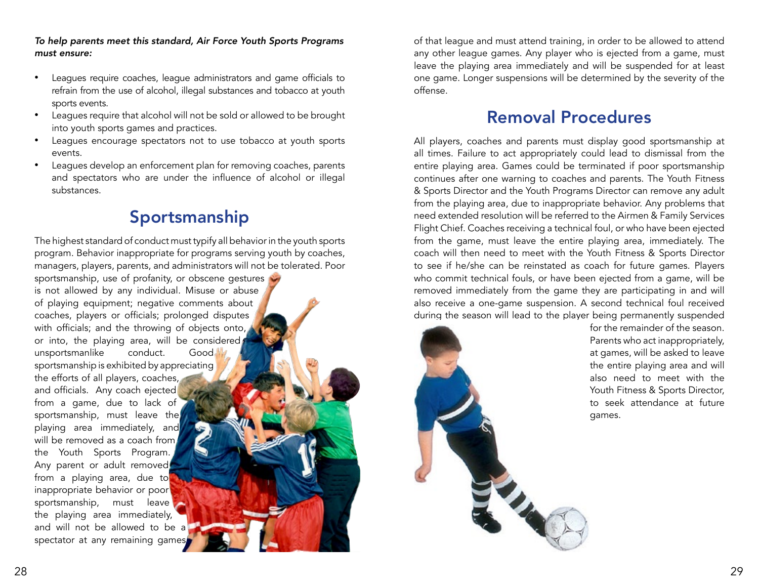***To help parents meet this standard, Air Force Youth Sports Programs must ensure:***

- Leagues require coaches, league administrators and game officials to refrain from the use of alcohol, illegal substances and tobacco at youth sports events.
- Leagues require that alcohol will not be sold or allowed to be brought into youth sports games and practices.
- Leagues encourage spectators not to use tobacco at youth sports events.
- Leagues develop an enforcement plan for removing coaches, parents and spectators who are under the influence of alcohol or illegal substances.

## Sportsmanship

The highest standard of conduct must typify all behavior in the youth sports program. Behavior inappropriate for programs serving youth by coaches, managers, players, parents, and administrators will not be tolerated. Poor sportsmanship, use of profanity, or obscene gestures is not allowed by any individual. Misuse or abuse of playing equipment; negative comments about coaches, players or officials; prolonged disputes with officials; and the throwing of objects onto, or into, the playing area, will be considered unsportsmanlike conduct. Good sportsmanship is exhibited by appreciating the efforts of all players, coaches, and officials. Any coach ejected from a game, due to lack of sportsmanship, must leave the playing area immediately, and will be removed as a coach from the Youth Sports Program. Any parent or adult removed from a playing area, due to inappropriate behavior or poor sportsmanship, must leave the playing area immediately, and will not be allowed to be a spectator at any remaining games of that league and must attend training, in order to be allowed to attend any other league games. Any player who is ejected from a game, must leave the playing area immediately and will be suspended for at least one game. Longer suspensions will be determined by the severity of the offense.

## Removal Procedures

All players, coaches and parents must display good sportsmanship at all times. Failure to act appropriately could lead to dismissal from the entire playing area. Games could be terminated if poor sportsmanship continues after one warning to coaches and parents. The Youth Fitness & Sports Director and the Youth Programs Director can remove any adult from the playing area, due to inappropriate behavior. Any problems that need extended resolution will be referred to the Airmen & Family Services Flight Chief. Coaches receiving a technical foul, or who have been ejected from the game, must leave the entire playing area, immediately. The coach will then need to meet with the Youth Fitness & Sports Director to see if he/she can be reinstated as coach for future games. Players who commit technical fouls, or have been ejected from a game, will be removed immediately from the game they are participating in and will also receive a one-game suspension. A second technical foul received during the season will lead to the player being permanently suspended for the remainder of the season. Parents who act inappropriately, at games, will be asked to leave the entire playing area and will also need to meet with the Youth Fitness & Sports Director, to seek attendance at future games.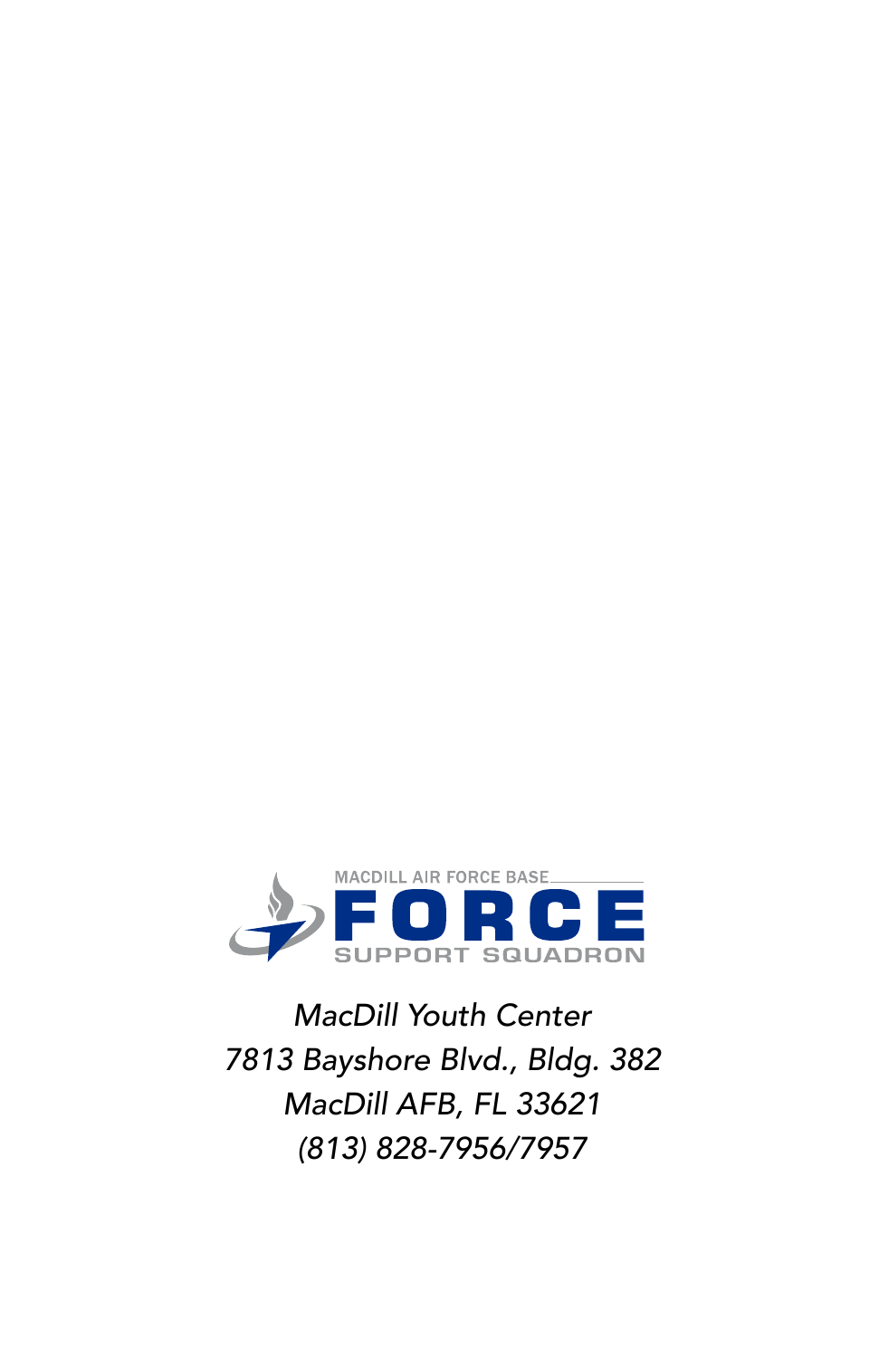MACDILL AIR FORCE BASE

FORCE

SUPPORT SQUADRON

*MacDill Youth Center*
*7813 Bayshore Blvd., Bldg. 382*
*MacDill AFB, FL 33621*
*(813) 828-7956/7957*